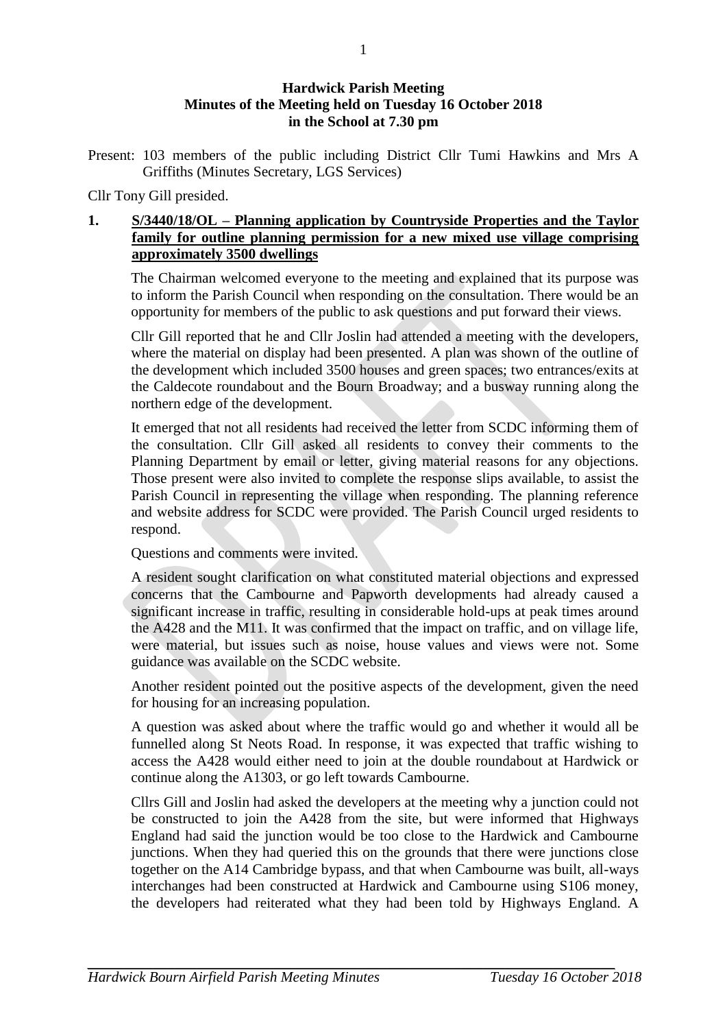**Hardwick Parish Meeting**
**Minutes of the Meeting held on Tuesday 16 October 2018**
**in the School at 7.30 pm**

Present: 103 members of the public including District Cllr Tumi Hawkins and Mrs A Griffiths (Minutes Secretary, LGS Services)

Cllr Tony Gill presided.

## 1. S/3440/18/OL – Planning application by Countryside Properties and the Taylor family for outline planning permission for a new mixed use village comprising approximately 3500 dwellings

The Chairman welcomed everyone to the meeting and explained that its purpose was to inform the Parish Council when responding on the consultation. There would be an opportunity for members of the public to ask questions and put forward their views.

Cllr Gill reported that he and Cllr Joslin had attended a meeting with the developers, where the material on display had been presented. A plan was shown of the outline of the development which included 3500 houses and green spaces; two entrances/exits at the Caldecote roundabout and the Bourn Broadway; and a busway running along the northern edge of the development.

It emerged that not all residents had received the letter from SCDC informing them of the consultation. Cllr Gill asked all residents to convey their comments to the Planning Department by email or letter, giving material reasons for any objections. Those present were also invited to complete the response slips available, to assist the Parish Council in representing the village when responding. The planning reference and website address for SCDC were provided. The Parish Council urged residents to respond.

Questions and comments were invited.

A resident sought clarification on what constituted material objections and expressed concerns that the Cambourne and Papworth developments had already caused a significant increase in traffic, resulting in considerable hold-ups at peak times around the A428 and the M11. It was confirmed that the impact on traffic, and on village life, were material, but issues such as noise, house values and views were not. Some guidance was available on the SCDC website.

Another resident pointed out the positive aspects of the development, given the need for housing for an increasing population.

A question was asked about where the traffic would go and whether it would all be funnelled along St Neots Road. In response, it was expected that traffic wishing to access the A428 would either need to join at the double roundabout at Hardwick or continue along the A1303, or go left towards Cambourne.

Cllrs Gill and Joslin had asked the developers at the meeting why a junction could not be constructed to join the A428 from the site, but were informed that Highways England had said the junction would be too close to the Hardwick and Cambourne junctions. When they had queried this on the grounds that there were junctions close together on the A14 Cambridge bypass, and that when Cambourne was built, all-ways interchanges had been constructed at Hardwick and Cambourne using S106 money, the developers had reiterated what they had been told by Highways England. A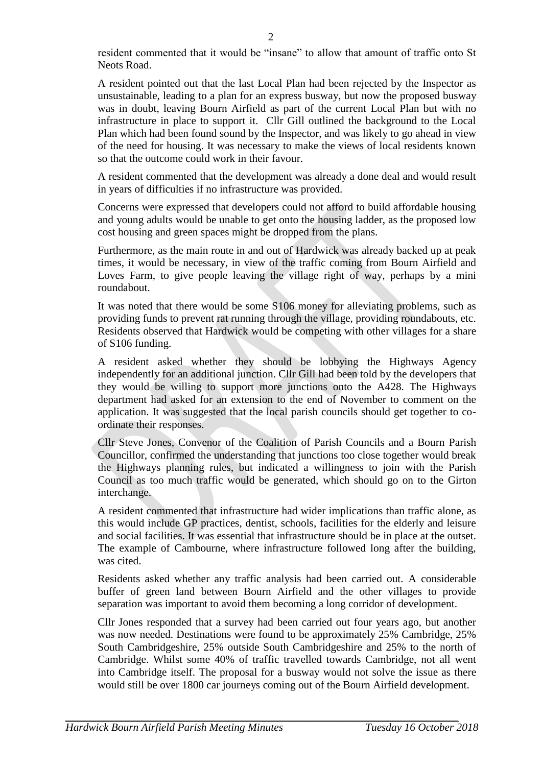resident commented that it would be "insane" to allow that amount of traffic onto St Neots Road.

A resident pointed out that the last Local Plan had been rejected by the Inspector as unsustainable, leading to a plan for an express busway, but now the proposed busway was in doubt, leaving Bourn Airfield as part of the current Local Plan but with no infrastructure in place to support it. Cllr Gill outlined the background to the Local Plan which had been found sound by the Inspector, and was likely to go ahead in view of the need for housing. It was necessary to make the views of local residents known so that the outcome could work in their favour.

A resident commented that the development was already a done deal and would result in years of difficulties if no infrastructure was provided.

Concerns were expressed that developers could not afford to build affordable housing and young adults would be unable to get onto the housing ladder, as the proposed low cost housing and green spaces might be dropped from the plans.

Furthermore, as the main route in and out of Hardwick was already backed up at peak times, it would be necessary, in view of the traffic coming from Bourn Airfield and Loves Farm, to give people leaving the village right of way, perhaps by a mini roundabout.

It was noted that there would be some S106 money for alleviating problems, such as providing funds to prevent rat running through the village, providing roundabouts, etc. Residents observed that Hardwick would be competing with other villages for a share of S106 funding.

A resident asked whether they should be lobbying the Highways Agency independently for an additional junction. Cllr Gill had been told by the developers that they would be willing to support more junctions onto the A428. The Highways department had asked for an extension to the end of November to comment on the application. It was suggested that the local parish councils should get together to co-ordinate their responses.

Cllr Steve Jones, Convenor of the Coalition of Parish Councils and a Bourn Parish Councillor, confirmed the understanding that junctions too close together would break the Highways planning rules, but indicated a willingness to join with the Parish Council as too much traffic would be generated, which should go on to the Girton interchange.

A resident commented that infrastructure had wider implications than traffic alone, as this would include GP practices, dentist, schools, facilities for the elderly and leisure and social facilities. It was essential that infrastructure should be in place at the outset. The example of Cambourne, where infrastructure followed long after the building, was cited.

Residents asked whether any traffic analysis had been carried out. A considerable buffer of green land between Bourn Airfield and the other villages to provide separation was important to avoid them becoming a long corridor of development.

Cllr Jones responded that a survey had been carried out four years ago, but another was now needed. Destinations were found to be approximately 25% Cambridge, 25% South Cambridgeshire, 25% outside South Cambridgeshire and 25% to the north of Cambridge. Whilst some 40% of traffic travelled towards Cambridge, not all went into Cambridge itself. The proposal for a busway would not solve the issue as there would still be over 1800 car journeys coming out of the Bourn Airfield development.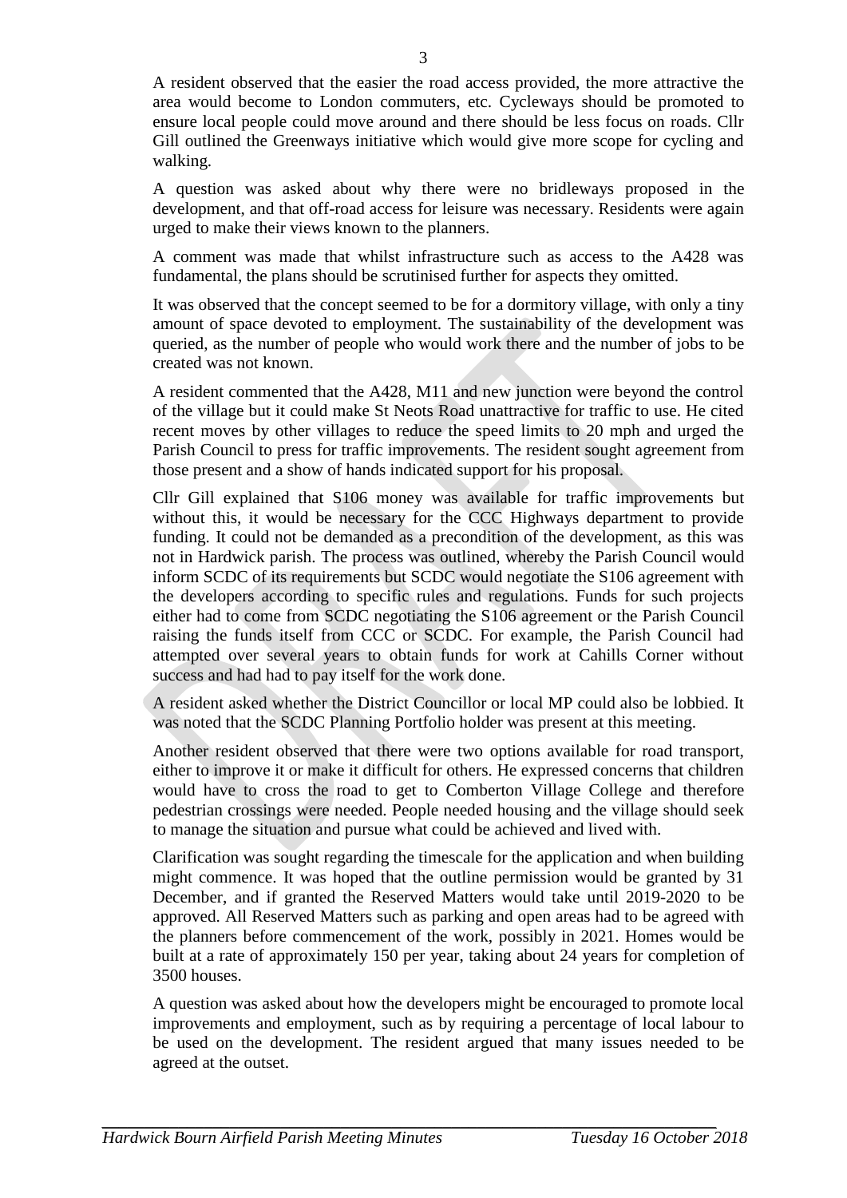A resident observed that the easier the road access provided, the more attractive the area would become to London commuters, etc. Cycleways should be promoted to ensure local people could move around and there should be less focus on roads. Cllr Gill outlined the Greenways initiative which would give more scope for cycling and walking.

A question was asked about why there were no bridleways proposed in the development, and that off-road access for leisure was necessary. Residents were again urged to make their views known to the planners.

A comment was made that whilst infrastructure such as access to the A428 was fundamental, the plans should be scrutinised further for aspects they omitted.

It was observed that the concept seemed to be for a dormitory village, with only a tiny amount of space devoted to employment. The sustainability of the development was queried, as the number of people who would work there and the number of jobs to be created was not known.

A resident commented that the A428, M11 and new junction were beyond the control of the village but it could make St Neots Road unattractive for traffic to use. He cited recent moves by other villages to reduce the speed limits to 20 mph and urged the Parish Council to press for traffic improvements. The resident sought agreement from those present and a show of hands indicated support for his proposal.

Cllr Gill explained that S106 money was available for traffic improvements but without this, it would be necessary for the CCC Highways department to provide funding. It could not be demanded as a precondition of the development, as this was not in Hardwick parish. The process was outlined, whereby the Parish Council would inform SCDC of its requirements but SCDC would negotiate the S106 agreement with the developers according to specific rules and regulations. Funds for such projects either had to come from SCDC negotiating the S106 agreement or the Parish Council raising the funds itself from CCC or SCDC. For example, the Parish Council had attempted over several years to obtain funds for work at Cahills Corner without success and had had to pay itself for the work done.

A resident asked whether the District Councillor or local MP could also be lobbied. It was noted that the SCDC Planning Portfolio holder was present at this meeting.

Another resident observed that there were two options available for road transport, either to improve it or make it difficult for others. He expressed concerns that children would have to cross the road to get to Comberton Village College and therefore pedestrian crossings were needed. People needed housing and the village should seek to manage the situation and pursue what could be achieved and lived with.

Clarification was sought regarding the timescale for the application and when building might commence. It was hoped that the outline permission would be granted by 31 December, and if granted the Reserved Matters would take until 2019-2020 to be approved. All Reserved Matters such as parking and open areas had to be agreed with the planners before commencement of the work, possibly in 2021. Homes would be built at a rate of approximately 150 per year, taking about 24 years for completion of 3500 houses.

A question was asked about how the developers might be encouraged to promote local improvements and employment, such as by requiring a percentage of local labour to be used on the development. The resident argued that many issues needed to be agreed at the outset.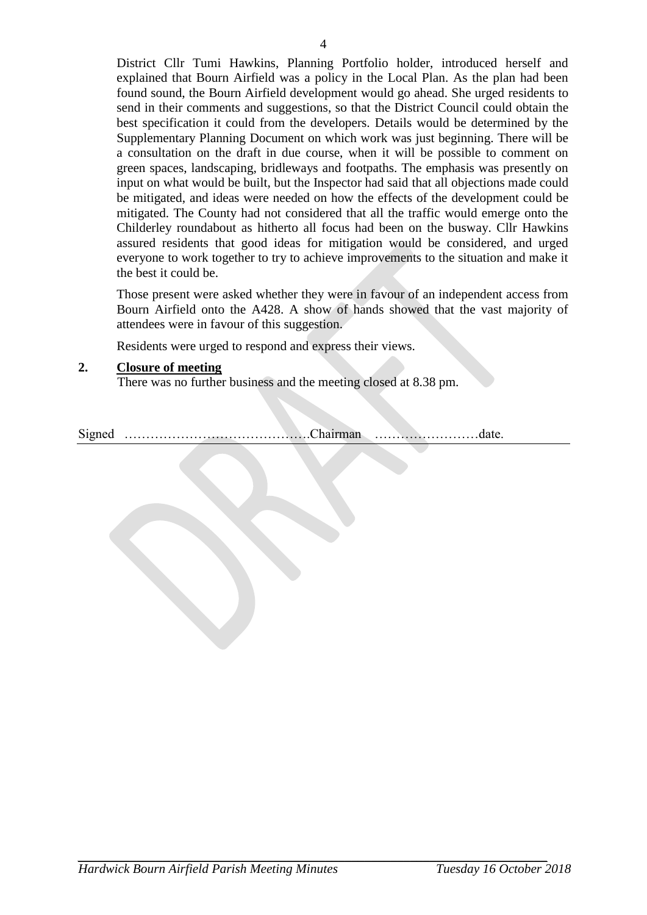District Cllr Tumi Hawkins, Planning Portfolio holder, introduced herself and explained that Bourn Airfield was a policy in the Local Plan. As the plan had been found sound, the Bourn Airfield development would go ahead. She urged residents to send in their comments and suggestions, so that the District Council could obtain the best specification it could from the developers. Details would be determined by the Supplementary Planning Document on which work was just beginning. There will be a consultation on the draft in due course, when it will be possible to comment on green spaces, landscaping, bridleways and footpaths. The emphasis was presently on input on what would be built, but the Inspector had said that all objections made could be mitigated, and ideas were needed on how the effects of the development could be mitigated. The County had not considered that all the traffic would emerge onto the Childerley roundabout as hitherto all focus had been on the busway. Cllr Hawkins assured residents that good ideas for mitigation would be considered, and urged everyone to work together to try to achieve improvements to the situation and make it the best it could be.

Those present were asked whether they were in favour of an independent access from Bourn Airfield onto the A428. A show of hands showed that the vast majority of attendees were in favour of this suggestion.

Residents were urged to respond and express their views.

**2. <u>Closure of meeting</u>**

There was no further business and the meeting closed at 8.38 pm.

Signed …………………………………….Chairman ……………………date.